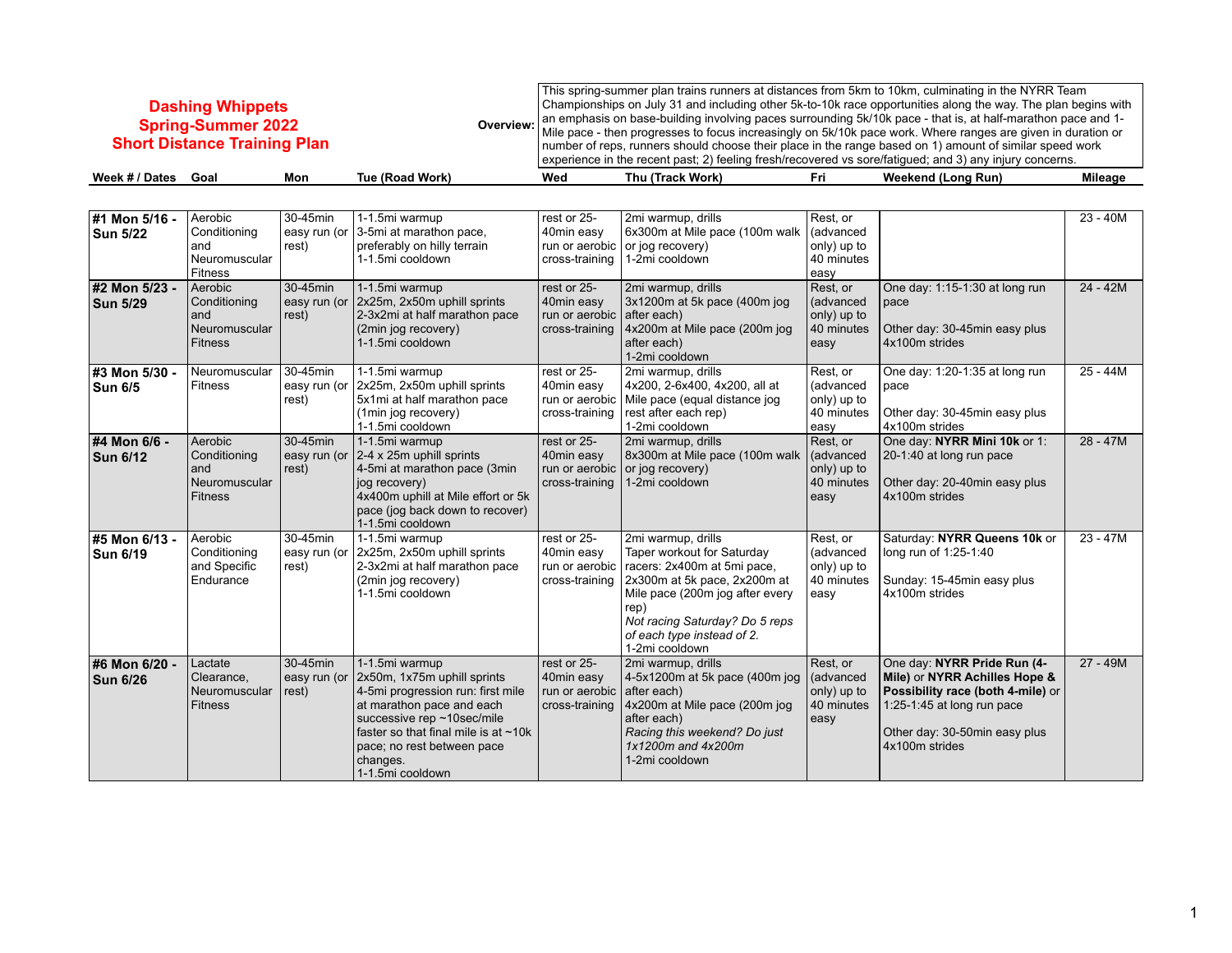# Dashing Whippets
## Spring-Summer 2022
## Short Distance Training Plan

**Overview:** This spring-summer plan trains runners at distances from 5km to 10km, culminating in the NYRR Team Championships on July 31 and including other 5k-to-10k race opportunities along the way. The plan begins with an emphasis on base-building involving paces surrounding 5k/10k pace - that is, at half-marathon pace and 1-Mile pace - then progresses to focus increasingly on 5k/10k pace work. Where ranges are given in duration or number of reps, runners should choose their place in the range based on 1) amount of similar speed work experience in the recent past; 2) feeling fresh/recovered vs sore/fatigued; and 3) any injury concerns.

| Week # / Dates | Goal | Mon | Tue (Road Work) | Wed | Thu (Track Work) | Fri | Weekend (Long Run) | Mileage |
|---|---|---|---|---|---|---|---|---|
| **#1 Mon 5/16 - Sun 5/22** | Aerobic Conditioning and Neuromuscular Fitness | 30-45min easy run (or rest) | 1-1.5mi warmup<br>3-5mi at marathon pace, preferably on hilly terrain<br>1-1.5mi cooldown | rest or 25-40min easy run or aerobic cross-training | 2mi warmup, drills<br>6x300m at Mile pace (100m walk or jog recovery)<br>1-2mi cooldown | Rest, or (advanced only) up to 40 minutes easy | | 23 - 40M |
| **#2 Mon 5/23 - Sun 5/29** | Aerobic Conditioning and Neuromuscular Fitness | 30-45min easy run (or rest) | 1-1.5mi warmup<br>2x25m, 2x50m uphill sprints<br>2-3x2mi at half marathon pace (2min jog recovery)<br>1-1.5mi cooldown | rest or 25-40min easy run or aerobic cross-training | 2mi warmup, drills<br>3x1200m at 5k pace (400m jog after each)<br>4x200m at Mile pace (200m jog after each)<br>1-2mi cooldown | Rest, or (advanced only) up to 40 minutes easy | One day: 1:15-1:30 at long run pace<br><br>Other day: 30-45min easy plus 4x100m strides | 24 - 42M |
| **#3 Mon 5/30 - Sun 6/5** | Neuromuscular Fitness | 30-45min easy run (or rest) | 1-1.5mi warmup<br>2x25m, 2x50m uphill sprints<br>5x1mi at half marathon pace (1min jog recovery)<br>1-1.5mi cooldown | rest or 25-40min easy run or aerobic cross-training | 2mi warmup, drills<br>4x200, 2-6x400, 4x200, all at Mile pace (equal distance jog rest after each rep)<br>1-2mi cooldown | Rest, or (advanced only) up to 40 minutes easy | One day: 1:20-1:35 at long run pace<br><br>Other day: 30-45min easy plus 4x100m strides | 25 - 44M |
| **#4 Mon 6/6 - Sun 6/12** | Aerobic Conditioning and Neuromuscular Fitness | 30-45min easy run (or rest) | 1-1.5mi warmup<br>2-4 x 25m uphill sprints<br>4-5mi at marathon pace (3min jog recovery)<br>4x400m uphill at Mile effort or 5k pace (jog back down to recover)<br>1-1.5mi cooldown | rest or 25-40min easy run or aerobic cross-training | 2mi warmup, drills<br>8x300m at Mile pace (100m walk or jog recovery)<br>1-2mi cooldown | Rest, or (advanced only) up to 40 minutes easy | One day: **NYRR Mini 10k** or 1:20-1:40 at long run pace<br><br>Other day: 20-40min easy plus 4x100m strides | 28 - 47M |
| **#5 Mon 6/13 - Sun 6/19** | Aerobic Conditioning and Specific Endurance | 30-45min easy run (or rest) | 1-1.5mi warmup<br>2x25m, 2x50m uphill sprints<br>2-3x2mi at half marathon pace (2min jog recovery)<br>1-1.5mi cooldown | rest or 25-40min easy run or aerobic cross-training | 2mi warmup, drills<br>Taper workout for Saturday racers: 2x400m at 5mi pace, 2x300m at 5k pace, 2x200m at Mile pace (200m jog after every rep)<br>*Not racing Saturday? Do 5 reps of each type instead of 2.*<br>1-2mi cooldown | Rest, or (advanced only) up to 40 minutes easy | Saturday: **NYRR Queens 10k** or long run of 1:25-1:40<br><br>Sunday: 15-45min easy plus 4x100m strides | 23 - 47M |
| **#6 Mon 6/20 - Sun 6/26** | Lactate Clearance, Neuromuscular Fitness | 30-45min easy run (or rest) | 1-1.5mi warmup<br>2x50m, 1x75m uphill sprints<br>4-5mi progression run: first mile at marathon pace and each successive rep ~10sec/mile faster so that final mile is at ~10k pace; no rest between pace changes.<br>1-1.5mi cooldown | rest or 25-40min easy run or aerobic cross-training | 2mi warmup, drills<br>4-5x1200m at 5k pace (400m jog after each)<br>4x200m at Mile pace (200m jog after each)<br>*Racing this weekend? Do just 1x1200m and 4x200m*<br>1-2mi cooldown | Rest, or (advanced only) up to 40 minutes easy | One day: **NYRR Pride Run (4-Mile)** or **NYRR Achilles Hope & Possibility race (both 4-mile)** or 1:25-1:45 at long run pace<br><br>Other day: 30-50min easy plus 4x100m strides | 27 - 49M |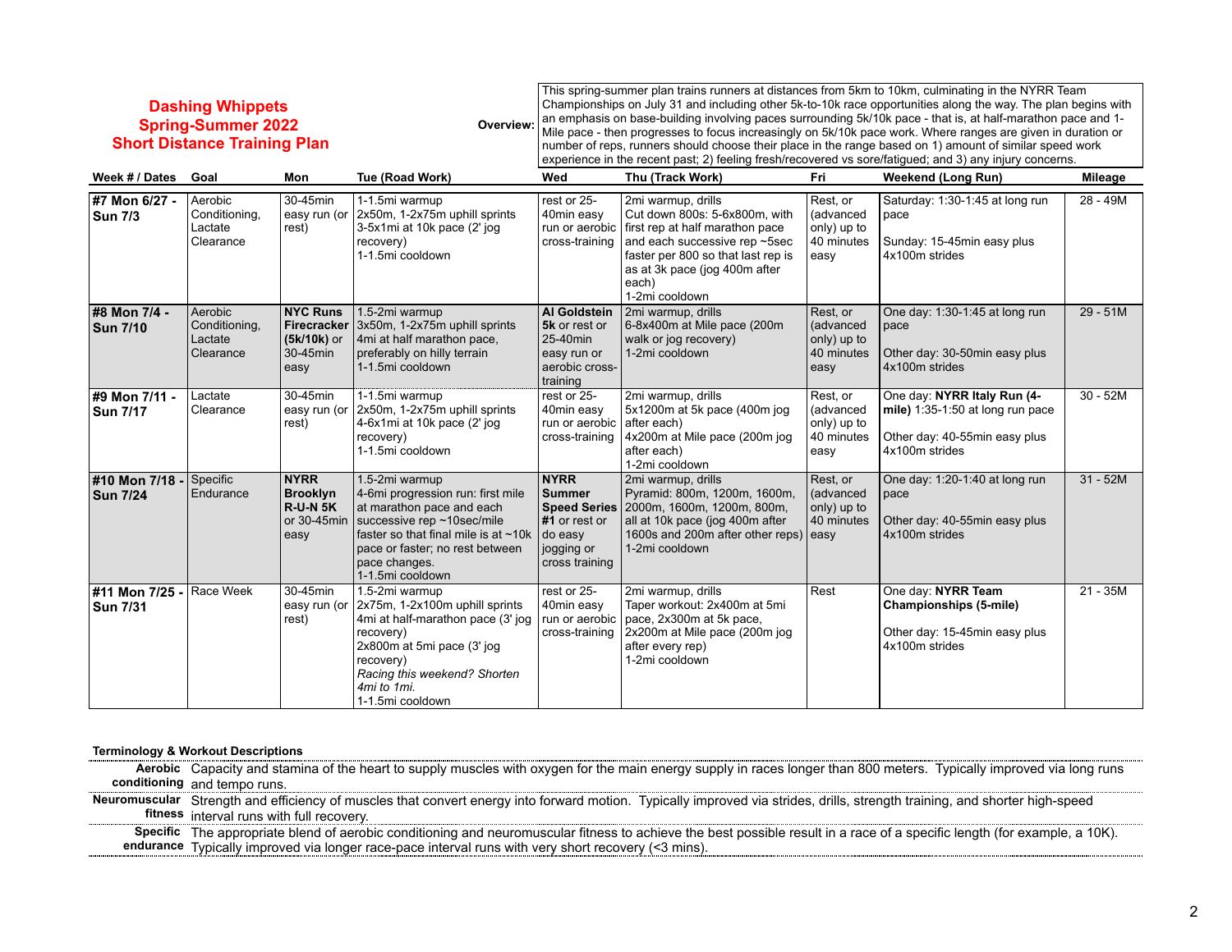## Dashing Whippets
## Spring-Summer 2022
## Short Distance Training Plan

**Overview:** This spring-summer plan trains runners at distances from 5km to 10km, culminating in the NYRR Team Championships on July 31 and including other 5k-to-10k race opportunities along the way. The plan begins with an emphasis on base-building involving paces surrounding 5k/10k pace - that is, at half-marathon pace and 1-Mile pace - then progresses to focus increasingly on 5k/10k pace work. Where ranges are given in duration or number of reps, runners should choose their place in the range based on 1) amount of similar speed work experience in the recent past; 2) feeling fresh/recovered vs sore/fatigued; and 3) any injury concerns.

| Week # / Dates | Goal | Mon | Tue (Road Work) | Wed | Thu (Track Work) | Fri | Weekend (Long Run) | Mileage |
|---|---|---|---|---|---|---|---|---|
| **#7 Mon 6/27 - Sun 7/3** | Aerobic Conditioning, Lactate Clearance | 30-45min easy run (or rest) | 1-1.5mi warmup<br>2x50m, 1-2x75m uphill sprints<br>3-5x1mi at 10k pace (2' jog recovery)<br>1-1.5mi cooldown | rest or 25-40min easy run or aerobic cross-training | 2mi warmup, drills<br>Cut down 800s: 5-6x800m, with first rep at half marathon pace and each successive rep ~5sec faster per 800 so that last rep is as at 3k pace (jog 400m after each)<br>1-2mi cooldown | Rest, or (advanced only) up to 40 minutes easy | Saturday: 1:30-1:45 at long run pace<br><br>Sunday: 15-45min easy plus 4x100m strides | 28 - 49M |
| **#8 Mon 7/4 - Sun 7/10** | Aerobic Conditioning, Lactate Clearance | **NYC Runs Firecracker (5k/10k)** or 30-45min easy | 1.5-2mi warmup<br>3x50m, 1-2x75m uphill sprints<br>4mi at half marathon pace, preferably on hilly terrain<br>1-1.5mi cooldown | **Al Goldstein 5k** or rest or 25-40min easy run or aerobic cross-training | 2mi warmup, drills<br>6-8x400m at Mile pace (200m walk or jog recovery)<br>1-2mi cooldown | Rest, or (advanced only) up to 40 minutes easy | One day: 1:30-1:45 at long run pace<br><br>Other day: 30-50min easy plus 4x100m strides | 29 - 51M |
| **#9 Mon 7/11 - Sun 7/17** | Lactate Clearance | 30-45min easy run (or rest) | 1-1.5mi warmup<br>2x50m, 1-2x75m uphill sprints<br>4-6x1mi at 10k pace (2' jog recovery)<br>1-1.5mi cooldown | rest or 25-40min easy run or aerobic cross-training | 2mi warmup, drills<br>5x1200m at 5k pace (400m jog after each)<br>4x200m at Mile pace (200m jog after each)<br>1-2mi cooldown | Rest, or (advanced only) up to 40 minutes easy | One day: **NYRR Italy Run (4-mile)** 1:35-1:50 at long run pace<br><br>Other day: 40-55min easy plus 4x100m strides | 30 - 52M |
| **#10 Mon 7/18 - Sun 7/24** | Specific Endurance | **NYRR Brooklyn R-U-N 5K** or 30-45min easy | 1.5-2mi warmup<br>4-6mi progression run: first mile at marathon pace and each successive rep ~10sec/mile faster so that final mile is at ~10k pace or faster; no rest between pace changes.<br>1-1.5mi cooldown | **NYRR Summer Speed Series #1** or rest or do easy jogging or cross training | 2mi warmup, drills<br>Pyramid: 800m, 1200m, 1600m, 2000m, 1600m, 1200m, 800m, all at 10k pace (jog 400m after 1600s and 200m after other reps)<br>1-2mi cooldown | Rest, or (advanced only) up to 40 minutes easy | One day: 1:20-1:40 at long run pace<br><br>Other day: 40-55min easy plus 4x100m strides | 31 - 52M |
| **#11 Mon 7/25 - Sun 7/31** | Race Week | 30-45min easy run (or rest) | 1.5-2mi warmup<br>2x75m, 1-2x100m uphill sprints<br>4mi at half-marathon pace (3' jog recovery)<br>2x800m at 5mi pace (3' jog recovery)<br>*Racing this weekend? Shorten 4mi to 1mi.*<br>1-1.5mi cooldown | rest or 25-40min easy run or aerobic cross-training | 2mi warmup, drills<br>Taper workout: 2x400m at 5mi pace, 2x300m at 5k pace, 2x200m at Mile pace (200m jog after every rep)<br>1-2mi cooldown | Rest | One day: **NYRR Team Championships (5-mile)**<br><br>Other day: 15-45min easy plus 4x100m strides | 21 - 35M |

**Terminology & Workout Descriptions**

**Aerobic conditioning** Capacity and stamina of the heart to supply muscles with oxygen for the main energy supply in races longer than 800 meters. Typically improved via long runs and tempo runs.

**Neuromuscular fitness** Strength and efficiency of muscles that convert energy into forward motion. Typically improved via strides, drills, strength training, and shorter high-speed interval runs with full recovery.

**Specific endurance** The appropriate blend of aerobic conditioning and neuromuscular fitness to achieve the best possible result in a race of a specific length (for example, a 10K). Typically improved via longer race-pace interval runs with very short recovery (<3 mins).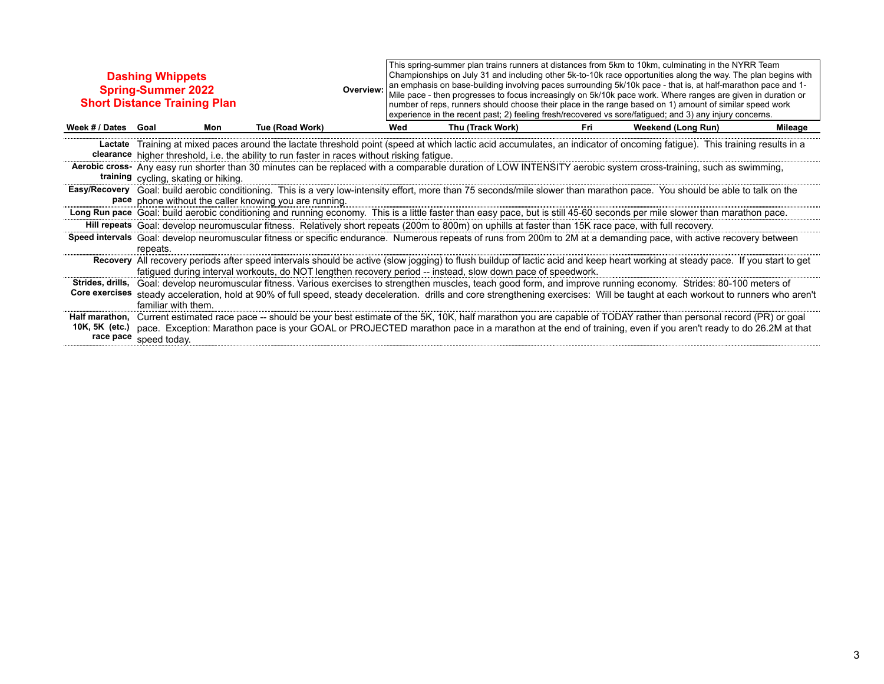## Dashing Whippets
## Spring-Summer 2022
## Short Distance Training Plan

**Overview:** This spring-summer plan trains runners at distances from 5km to 10km, culminating in the NYRR Team Championships on July 31 and including other 5k-to-10k race opportunities along the way. The plan begins with an emphasis on base-building involving paces surrounding 5k/10k pace - that is, at half-marathon pace and 1-Mile pace - then progresses to focus increasingly on 5k/10k pace work. Where ranges are given in duration or number of reps, runners should choose their place in the range based on 1) amount of similar speed work experience in the recent past; 2) feeling fresh/recovered vs sore/fatigued; and 3) any injury concerns.

| Week # / Dates | Goal | Mon | Tue (Road Work) | Wed | Thu (Track Work) | Fri | Weekend (Long Run) | Mileage |
|---|---|---|---|---|---|---|---|---|

| | |
|---|---|
| **Lactate clearance** | Training at mixed paces around the lactate threshold point (speed at which lactic acid accumulates, an indicator of oncoming fatigue). This training results in a higher threshold, i.e. the ability to run faster in races without risking fatigue. |
| **Aerobic cross-training** | Any easy run shorter than 30 minutes can be replaced with a comparable duration of LOW INTENSITY aerobic system cross-training, such as swimming, cycling, skating or hiking. |
| **Easy/Recovery pace** | Goal: build aerobic conditioning. This is a very low-intensity effort, more than 75 seconds/mile slower than marathon pace. You should be able to talk on the phone without the caller knowing you are running. |
| **Long Run pace** | Goal: build aerobic conditioning and running economy. This is a little faster than easy pace, but is still 45-60 seconds per mile slower than marathon pace. |
| **Hill repeats** | Goal: develop neuromuscular fitness. Relatively short repeats (200m to 800m) on uphills at faster than 15K race pace, with full recovery. |
| **Speed intervals** | Goal: develop neuromuscular fitness or specific endurance. Numerous repeats of runs from 200m to 2M at a demanding pace, with active recovery between repeats. |
| **Recovery** | All recovery periods after speed intervals should be active (slow jogging) to flush buildup of lactic acid and keep heart working at steady pace. If you start to get fatigued during interval workouts, do NOT lengthen recovery period -- instead, slow down pace of speedwork. |
| **Strides, drills, Core exercises** | Goal: develop neuromuscular fitness. Various exercises to strengthen muscles, teach good form, and improve running economy. Strides: 80-100 meters of steady acceleration, hold at 90% of full speed, steady deceleration. drills and core strengthening exercises: Will be taught at each workout to runners who aren't familiar with them. |
| **Half marathon, 10K, 5K (etc.) race pace** | Current estimated race pace -- should be your best estimate of the 5K, 10K, half marathon you are capable of TODAY rather than personal record (PR) or goal pace. Exception: Marathon pace is your GOAL or PROJECTED marathon pace in a marathon at the end of training, even if you aren't ready to do 26.2M at that speed today. |